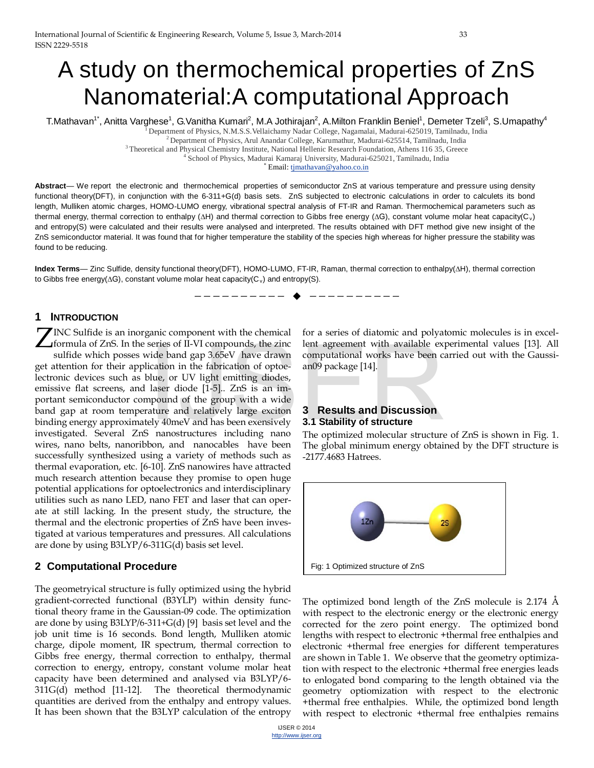# A study on thermochemical properties of ZnS Nanomaterial:A computational Approach

T.Mathavan[1*], Anitta Varghese[1], G.Vanitha Kumari[2], M.A Jothirajan[2], A.Milton Franklin Beniel[1], Demeter Tzeli[3], S.Umapathy[4]

[1] Department of Physics, N.M.S.S.Vellaichamy Nadar College, Nagamalai, Madurai-625019, Tamilnadu, India
[2] Department of Physics, Arul Anandar College, Karumathur, Madurai-625514, Tamilnadu, India
[3] Theoretical and Physical Chemistry Institute, National Hellenic Research Foundation, Athens 116 35, Greece
[4] School of Physics, Madurai Kamaraj University, Madurai-625021, Tamilnadu, India
[*] Email: tjmathavan@yahoo.co.in

**Abstract**— We report the electronic and thermochemical properties of semiconductor ZnS at various temperature and pressure using density functional theory(DFT), in conjunction with the 6-311+G(d) basis sets. ZnS subjected to electronic calculations in order to calculets its bond length, Mulliken atomic charges, HOMO-LUMO energy, vibrational spectral analysis of FT-IR and Raman. Thermochemical parameters such as thermal energy, thermal correction to enthalpy (ΔH) and thermal correction to Gibbs free energy (ΔG), constant volume molar heat capacity($C_v$) and entropy(S) were calculated and their results were analysed and interpreted. The results obtained with DFT method give new insight of the ZnS semiconductor material. It was found that for higher temperature the stability of the species high whereas for higher pressure the stability was found to be reducing.

**Index Terms**— Zinc Sulfide, density functional theory(DFT), HOMO-LUMO, FT-IR, Raman, thermal correction to enthalpy(ΔH), thermal correction to Gibbs free energy(ΔG), constant volume molar heat capacity($C_v$) and entropy(S).

## 1 Introduction

ZINC Sulfide is an inorganic component with the chemical formula of ZnS. In the series of II-VI compounds, the zinc sulfide which posses wide band gap 3.65eV have drawn get attention for their application in the fabrication of optoelectronic devices such as blue, or UV light emitting diodes, emissive flat screens, and laser diode [1-5].. ZnS is an important semiconductor compound of the group with a wide band gap at room temperature and relatively large exciton binding energy approximately 40meV and has been exensively investigated. Several ZnS nanostructures including nano wires, nano belts, nanoribbon, and nanocables have been successfully synthesized using a variety of methods such as thermal evaporation, etc. [6-10]. ZnS nanowires have attracted much research attention because they promise to open huge potential applications for optoelectronics and interdisciplinary utilities such as nano LED, nano FET and laser that can operate at still lacking. In the present study, the structure, the thermal and the electronic properties of ZnS have been investigated at various temperatures and pressures. All calculations are done by using B3LYP/6-311G(d) basis set level.

## 2 Computational Procedure

The geometryical structure is fully optimized using the hybrid gradient-corrected functional (B3YLP) within density functional theory frame in the Gaussian-09 code. The optimization are done by using B3LYP/6-311+G(d) [9] basis set level and the job unit time is 16 seconds. Bond length, Mulliken atomic charge, dipole moment, IR spectrum, thermal correction to Gibbs free energy, thermal correction to enthalpy, thermal correction to energy, entropy, constant volume molar heat capacity have been determined and analysed via B3LYP/6-311G(d) method [11-12]. The theoretical thermodynamic quantities are derived from the enthalpy and entropy values. It has been shown that the B3LYP calculation of the entropy for a series of diatomic and polyatomic molecules is in excellent agreement with available experimental values [13]. All computational works have been carried out with the Gaussian09 package [14].

## 3 Results and Discussion

### 3.1 Stability of structure

The optimized molecular structure of ZnS is shown in Fig. 1. The global minimum energy obtained by the DFT structure is -2177.4683 Hatrees.

Fig: 1 Optimized structure of ZnS

The optimized bond length of the ZnS molecule is 2.174 Å with respect to the electronic energy or the electronic energy corrected for the zero point energy. The optimized bond lengths with respect to electronic +thermal free enthalpies and electronic +thermal free energies for different temperatures are shown in Table 1. We observe that the geometry optimization with respect to the electronic +thermal free energies leads to enlogated bond comparing to the length obtained via the geometry optiomization with respect to the electronic +thermal free enthalpies. While, the optimized bond length with respect to electronic +thermal free enthalpies remains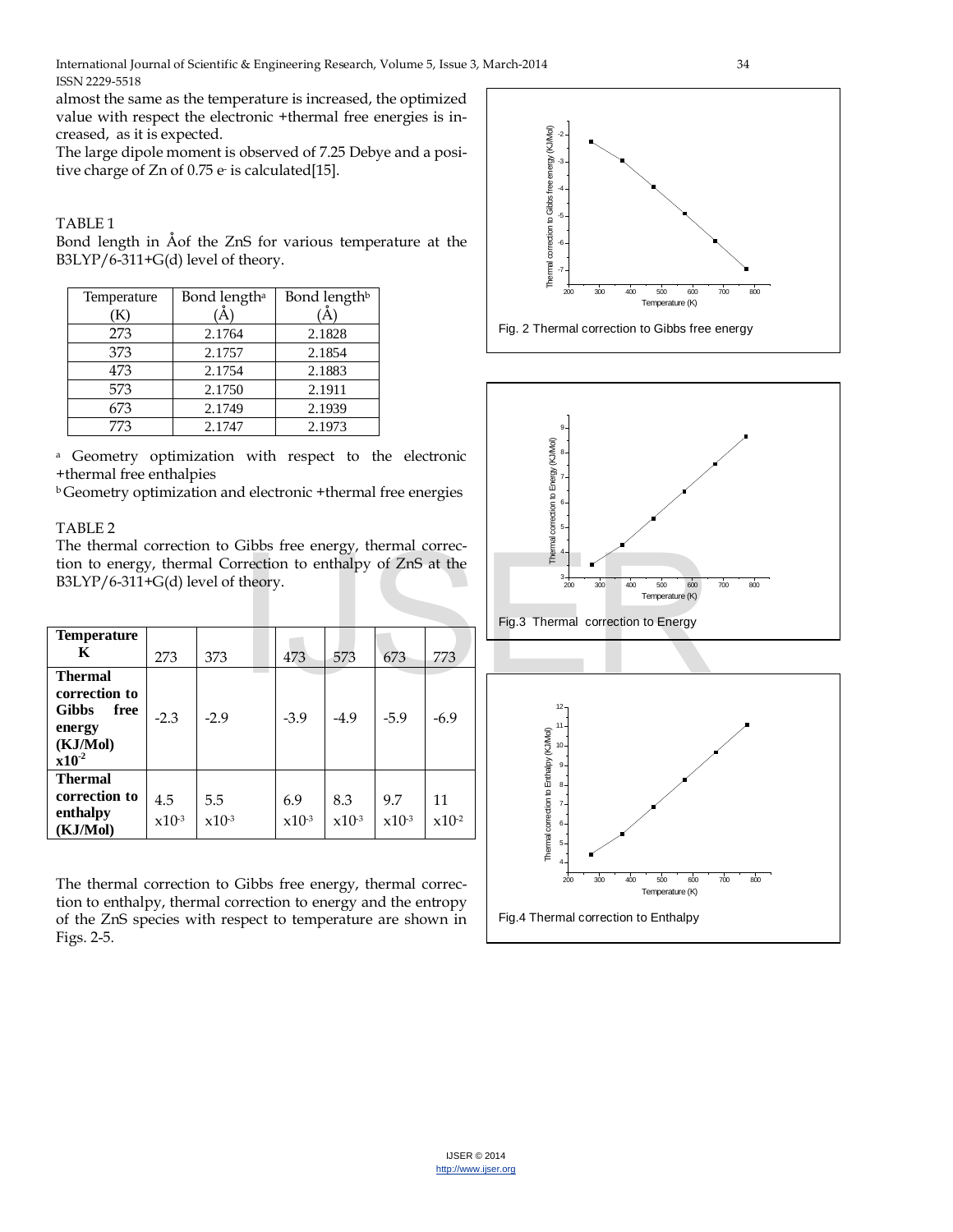almost the same as the temperature is increased, the optimized value with respect the electronic +thermal free energies is increased, as it is expected.

The large dipole moment is observed of 7.25 Debye and a positive charge of Zn of 0.75 $e^-$ is calculated[15].

TABLE 1

Bond length in Åof the ZnS for various temperature at the B3LYP/6-311+G(d) level of theory.

| Temperature (K) | Bond length[a] (Å) | Bond length[b] (Å) |
|---|---|---|
| 273 | 2.1764 | 2.1828 |
| 373 | 2.1757 | 2.1854 |
| 473 | 2.1754 | 2.1883 |
| 573 | 2.1750 | 2.1911 |
| 673 | 2.1749 | 2.1939 |
| 773 | 2.1747 | 2.1973 |

[a] Geometry optimization with respect to the electronic +thermal free enthalpies

[b] Geometry optimization and electronic +thermal free energies

TABLE 2

The thermal correction to Gibbs free energy, thermal correction to energy, thermal Correction to enthalpy of ZnS at the B3LYP/6-311+G(d) level of theory.

| **Temperature K** | 273 | 373 | 473 | 573 | 673 | 773 |
|---|---|---|---|---|---|---|
| **Thermal correction to Gibbs free energy (KJ/Mol) $x10^{-2}$** | -2.3 | -2.9 | -3.9 | -4.9 | -5.9 | -6.9 |
| **Thermal correction to enthalpy (KJ/Mol)** | 4.5 $x10^{-3}$ | 5.5 $x10^{-3}$ | 6.9 $x10^{-3}$ | 8.3 $x10^{-3}$ | 9.7 $x10^{-3}$ | 11 $x10^{-2}$ |

The thermal correction to Gibbs free energy, thermal correction to enthalpy, thermal correction to energy and the entropy of the ZnS species with respect to temperature are shown in Figs. 2-5.

Fig. 2 Thermal correction to Gibbs free energy

Fig.3 Thermal correction to Energy

Fig.4 Thermal correction to Enthalpy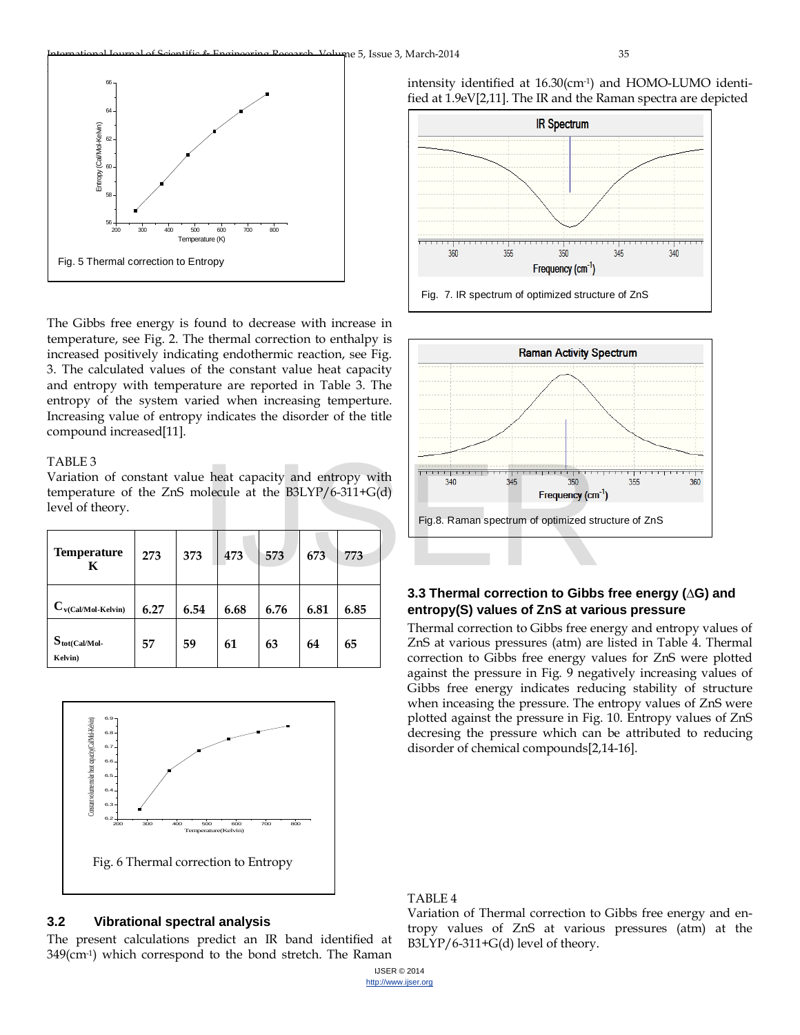Fig. 5 Thermal correction to Entropy

The Gibbs free energy is found to decrease with increase in temperature, see Fig. 2. The thermal correction to enthalpy is increased positively indicating endothermic reaction, see Fig. 3. The calculated values of the constant value heat capacity and entropy with temperature are reported in Table 3. The entropy of the system varied when increasing temperture. Increasing value of entropy indicates the disorder of the title compound increased[11].

TABLE 3
Variation of constant value heat capacity and entropy with temperature of the ZnS molecule at the B3LYP/6-311+G(d) level of theory.

| **Temperature K** | 273 | 373 | 473 | 573 | 673 | 773 |
|---|---|---|---|---|---|---|
| $C_{v(Cal/Mol\text{-}Kelvin)}$ | 6.27 | 6.54 | 6.68 | 6.76 | 6.81 | 6.85 |
| $S_{tot(Cal/Mol\text{-}Kelvin)}$ | 57 | 59 | 61 | 63 | 64 | 65 |

Fig. 6 Thermal correction to Entropy

## 3.2 Vibrational spectral analysis

The present calculations predict an IR band identified at 349(cm$^{-1}$) which correspond to the bond stretch. The Raman intensity identified at 16.30(cm$^{-1}$) and HOMO-LUMO identified at 1.9eV[2,11]. The IR and the Raman spectra are depicted

Fig. 7. IR spectrum of optimized structure of ZnS

Fig.8. Raman spectrum of optimized structure of ZnS

## 3.3 Thermal correction to Gibbs free energy (∆G) and entropy(S) values of ZnS at various pressure

Thermal correction to Gibbs free energy and entropy values of ZnS at various pressures (atm) are listed in Table 4. Thermal correction to Gibbs free energy values for ZnS were plotted against the pressure in Fig. 9 negatively increasing values of Gibbs free energy indicates reducing stability of structure when inceasing the pressure. The entropy values of ZnS were plotted against the pressure in Fig. 10. Entropy values of ZnS decresing the pressure which can be attributed to reducing disorder of chemical compounds[2,14-16].

TABLE 4
Variation of Thermal correction to Gibbs free energy and entropy values of ZnS at various pressures (atm) at the B3LYP/6-311+G(d) level of theory.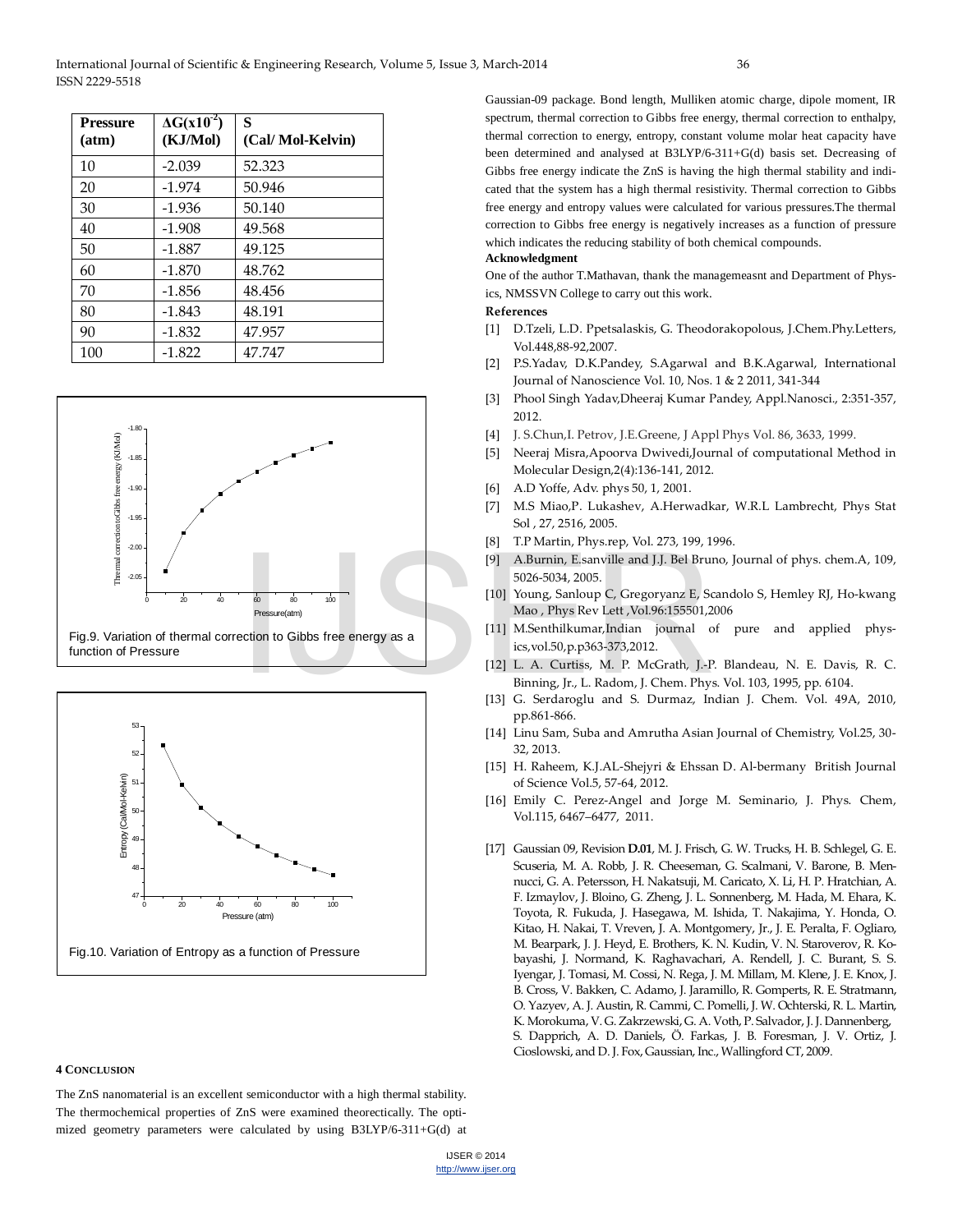| Pressure (atm) | $\Delta G(x10^{-2})$ (KJ/Mol) | S (Cal/ Mol-Kelvin) |
|---|---|---|
| 10 | -2.039 | 52.323 |
| 20 | -1.974 | 50.946 |
| 30 | -1.936 | 50.140 |
| 40 | -1.908 | 49.568 |
| 50 | -1.887 | 49.125 |
| 60 | -1.870 | 48.762 |
| 70 | -1.856 | 48.456 |
| 80 | -1.843 | 48.191 |
| 90 | -1.832 | 47.957 |
| 100 | -1.822 | 47.747 |

Thermal correctiontoGibbs free energy (KJ/Mol)
-1.80
-1.85
-1.90
-1.95
-2.00
-2.05
0 20 40 60 80 100
Pressure(atm)

Fig.9. Variation of thermal correction to Gibbs free energy as a function of Pressure

Entropy (Cal/Mol-Kelvin)
53
52
51
50
49
48
47
0 20 40 60 80 100
Pressure (atm)

Fig.10. Variation of Entropy as a function of Pressure

## 4 Conclusion

The ZnS nanomaterial is an excellent semiconductor with a high thermal stability. The thermochemical properties of ZnS were examined theorectically. The optimized geometry parameters were calculated by using B3LYP/6-311+G(d) at Gaussian-09 package. Bond length, Mulliken atomic charge, dipole moment, IR spectrum, thermal correction to Gibbs free energy, thermal correction to enthalpy, thermal correction to energy, entropy, constant volume molar heat capacity have been determined and analysed at B3LYP/6-311+G(d) basis set. Decreasing of Gibbs free energy indicate the ZnS is having the high thermal stability and indicated that the system has a high thermal resistivity. Thermal correction to Gibbs free energy and entropy values were calculated for various pressures.The thermal correction to Gibbs free energy is negatively increases as a function of pressure which indicates the reducing stability of both chemical compounds.

**Acknowledgment**

One of the author T.Mathavan, thank the managemeasnt and Department of Physics, NMSSVN College to carry out this work.

**References**

[1] D.Tzeli, L.D. Ppetsalaskis, G. Theodorakopolous, J.Chem.Phy.Letters, Vol.448,88-92,2007.

[2] P.S.Yadav, D.K.Pandey, S.Agarwal and B.K.Agarwal, International Journal of Nanoscience Vol. 10, Nos. 1 & 2 2011, 341-344

[3] Phool Singh Yadav,Dheeraj Kumar Pandey, Appl.Nanosci., 2:351-357, 2012.

[4] J. S.Chun,I. Petrov, J.E.Greene, J Appl Phys Vol. 86, 3633, 1999.

[5] Neeraj Misra,Apoorva Dwivedi,Journal of computational Method in Molecular Design,2(4):136-141, 2012.

[6] A.D Yoffe, Adv. phys 50, 1, 2001.

[7] M.S Miao,P. Lukashev, A.Herwadkar, W.R.L Lambrecht, Phys Stat Sol , 27, 2516, 2005.

[8] T.P Martin, Phys.rep, Vol. 273, 199, 1996.

[9] A.Burnin, E.sanville and J.J. Bel Bruno, Journal of phys. chem.A, 109, 5026-5034, 2005.

[10] Young, Sanloup C, Gregoryanz E, Scandolo S, Hemley RJ, Ho-kwang Mao , Phys Rev Lett ,Vol.96:155501,2006

[11] M.Senthilkumar,Indian journal of pure and applied physics,vol.50,p.p363-373,2012.

[12] L. A. Curtiss, M. P. McGrath, J.-P. Blandeau, N. E. Davis, R. C. Binning, Jr., L. Radom, J. Chem. Phys. Vol. 103, 1995, pp. 6104.

[13] G. Serdaroglu and S. Durmaz, Indian J. Chem. Vol. 49A, 2010, pp.861-866.

[14] Linu Sam, Suba and Amrutha Asian Journal of Chemistry, Vol.25, 30-32, 2013.

[15] H. Raheem, K.J.AL-Shejyri & Ehssan D. Al-bermany British Journal of Science Vol.5, 57-64, 2012.

[16] Emily C. Perez-Angel and Jorge M. Seminario, J. Phys. Chem, Vol.115, 6467–6477, 2011.

[17] Gaussian 09, Revision **D.01**, M. J. Frisch, G. W. Trucks, H. B. Schlegel, G. E. Scuseria, M. A. Robb, J. R. Cheeseman, G. Scalmani, V. Barone, B. Mennucci, G. A. Petersson, H. Nakatsuji, M. Caricato, X. Li, H. P. Hratchian, A. F. Izmaylov, J. Bloino, G. Zheng, J. L. Sonnenberg, M. Hada, M. Ehara, K. Toyota, R. Fukuda, J. Hasegawa, M. Ishida, T. Nakajima, Y. Honda, O. Kitao, H. Nakai, T. Vreven, J. A. Montgomery, Jr., J. E. Peralta, F. Ogliaro, M. Bearpark, J. J. Heyd, E. Brothers, K. N. Kudin, V. N. Staroverov, R. Kobayashi, J. Normand, K. Raghavachari, A. Rendell, J. C. Burant, S. S. Iyengar, J. Tomasi, M. Cossi, N. Rega, J. M. Millam, M. Klene, J. E. Knox, J. B. Cross, V. Bakken, C. Adamo, J. Jaramillo, R. Gomperts, R. E. Stratmann, O. Yazyev, A. J. Austin, R. Cammi, C. Pomelli, J. W. Ochterski, R. L. Martin, K. Morokuma, V. G. Zakrzewski, G. A. Voth, P. Salvador, J. J. Dannenberg, S. Dapprich, A. D. Daniels, Ö. Farkas, J. B. Foresman, J. V. Ortiz, J. Cioslowski, and D. J. Fox, Gaussian, Inc., Wallingford CT, 2009.